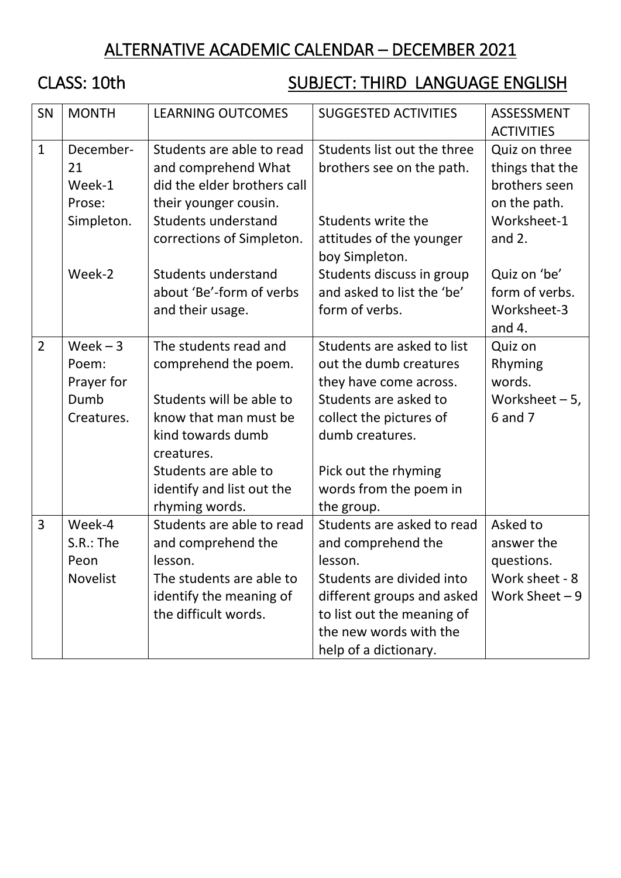# ALTERNATIVE ACADEMIC CALENDAR – DECEMBER 2021

## CLASS: 10th SUBJECT: THIRD LANGUAGE ENGLISH

| SN | MONTH | LEARNING OUTCOMES | SUGGESTED ACTIVITIES | ASSESSMENT ACTIVITIES |
|---|---|---|---|---|
| 1 | December-21 Week-1 Prose: Simpleton.<br><br>Week-2 | Students are able to read and comprehend What did the elder brothers call their younger cousin.<br>Students understand corrections of Simpleton.<br><br>Students understand about 'Be'-form of verbs and their usage. | Students list out the three brothers see on the path.<br><br>Students write the attitudes of the younger boy Simpleton.<br>Students discuss in group and asked to list the 'be' form of verbs. | Quiz on three things that the brothers seen on the path. Worksheet-1 and 2.<br><br>Quiz on 'be' form of verbs. Worksheet-3 and 4. |
| 2 | Week – 3 Poem: Prayer for Dumb Creatures. | The students read and comprehend the poem.<br><br>Students will be able to know that man must be kind towards dumb creatures.<br>Students are able to identify and list out the rhyming words. | Students are asked to list out the dumb creatures they have come across.<br>Students are asked to collect the pictures of dumb creatures.<br><br>Pick out the rhyming words from the poem in the group. | Quiz on Rhyming words. Worksheet – 5, 6 and 7 |
| 3 | Week-4 S.R.: The Peon Novelist | Students are able to read and comprehend the lesson.<br>The students are able to identify the meaning of the difficult words. | Students are asked to read and comprehend the lesson.<br>Students are divided into different groups and asked to list out the meaning of the new words with the help of a dictionary. | Asked to answer the questions. Work sheet - 8 Work Sheet – 9 |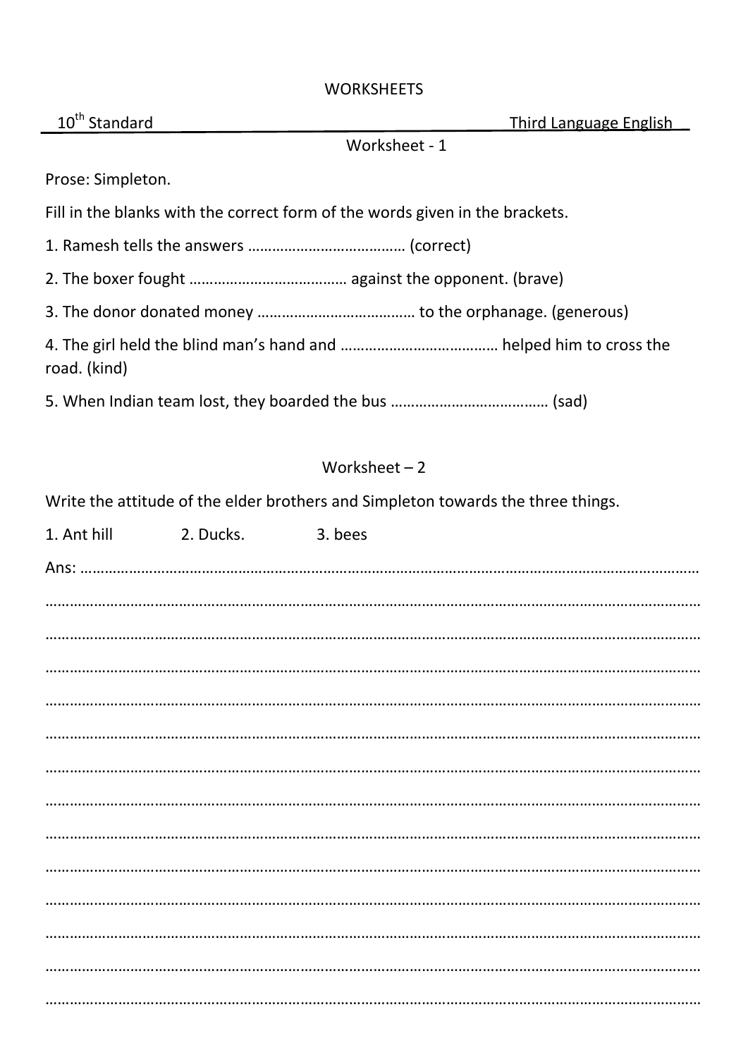# WORKSHEETS

10th Standard Third Language English

## Worksheet - 1

Prose: Simpleton.

Fill in the blanks with the correct form of the words given in the brackets.

1. Ramesh tells the answers ……………………………… (correct)
2. The boxer fought ……………………………… against the opponent. (brave)
3. The donor donated money ……………………………… to the orphanage. (generous)
4. The girl held the blind man's hand and ……………………………… helped him to cross the road. (kind)
5. When Indian team lost, they boarded the bus ……………………………… (sad)

## Worksheet – 2

Write the attitude of the elder brothers and Simpleton towards the three things.

1. Ant hill 2. Ducks. 3. bees

Ans: ……………………………………………………………………………………………………………………………

……………………………………………………………………………………………………………………………………

……………………………………………………………………………………………………………………………………

……………………………………………………………………………………………………………………………………

……………………………………………………………………………………………………………………………………

……………………………………………………………………………………………………………………………………

……………………………………………………………………………………………………………………………………

……………………………………………………………………………………………………………………………………

……………………………………………………………………………………………………………………………………

……………………………………………………………………………………………………………………………………

……………………………………………………………………………………………………………………………………

……………………………………………………………………………………………………………………………………

……………………………………………………………………………………………………………………………………

……………………………………………………………………………………………………………………………………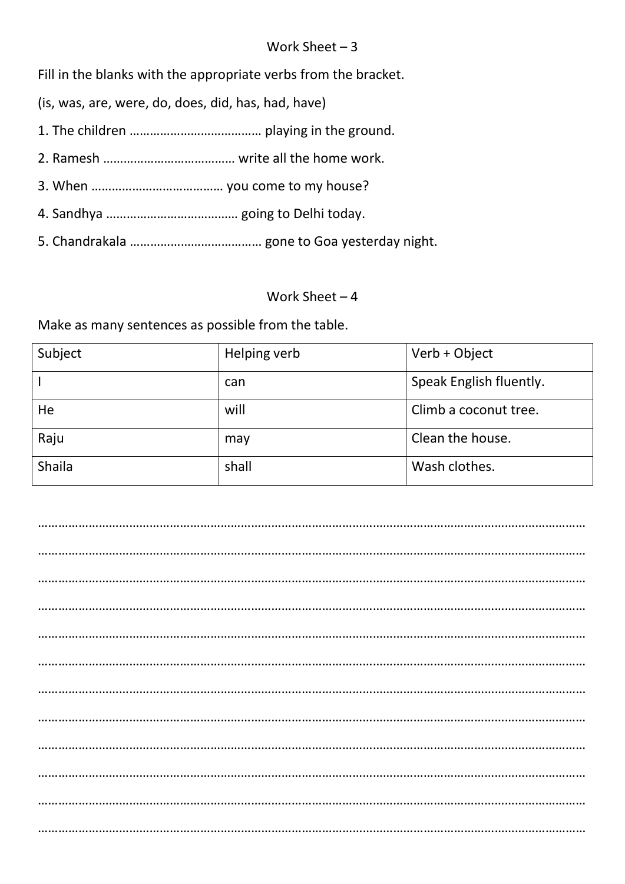## Work Sheet – 3

Fill in the blanks with the appropriate verbs from the bracket.

(is, was, are, were, do, does, did, has, had, have)

1. The children ………………………………… playing in the ground.
2. Ramesh ………………………………… write all the home work.
3. When ………………………………… you come to my house?
4. Sandhya ………………………………… going to Delhi today.
5. Chandrakala ………………………………… gone to Goa yesterday night.

## Work Sheet – 4

Make as many sentences as possible from the table.

| Subject | Helping verb | Verb + Object |
|---|---|---|
| I | can | Speak English fluently. |
| He | will | Climb a coconut tree. |
| Raju | may | Clean the house. |
| Shaila | shall | Wash clothes. |

…………………………………………………………………………………………………………………………………………

…………………………………………………………………………………………………………………………………………

…………………………………………………………………………………………………………………………………………

…………………………………………………………………………………………………………………………………………

…………………………………………………………………………………………………………………………………………

…………………………………………………………………………………………………………………………………………

…………………………………………………………………………………………………………………………………………

…………………………………………………………………………………………………………………………………………

…………………………………………………………………………………………………………………………………………

…………………………………………………………………………………………………………………………………………

…………………………………………………………………………………………………………………………………………

…………………………………………………………………………………………………………………………………………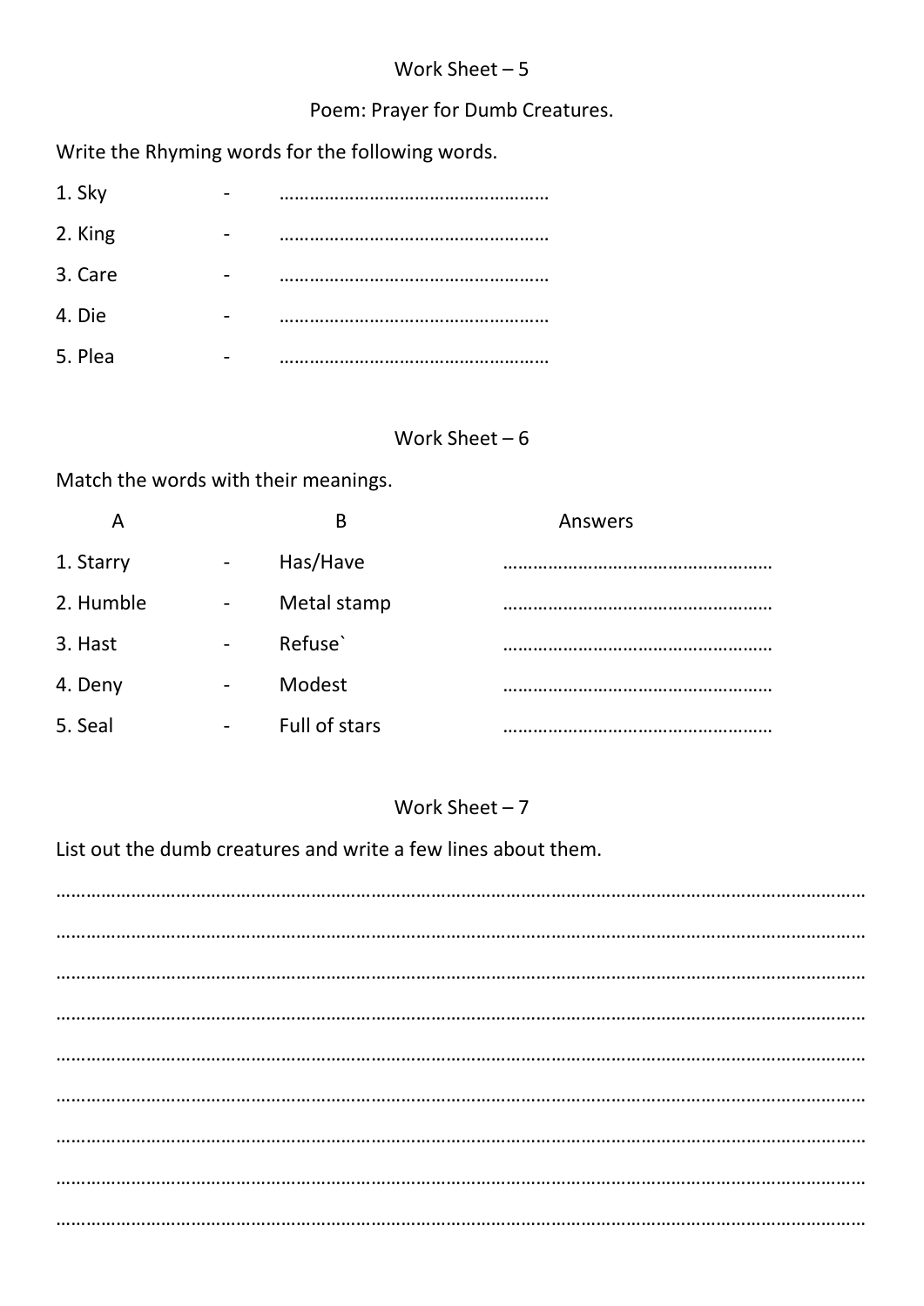## Work Sheet – 5

### Poem: Prayer for Dumb Creatures.

Write the Rhyming words for the following words.

1. Sky - ……………………………………………
2. King - ……………………………………………
3. Care - ……………………………………………
4. Die - ……………………………………………
5. Plea - ……………………………………………

## Work Sheet – 6

Match the words with their meanings.

| A | | B | Answers |
|---|---|---|---|
| 1. Starry | - | Has/Have | …………………………………………… |
| 2. Humble | - | Metal stamp | …………………………………………… |
| 3. Hast | - | Refuse` | …………………………………………… |
| 4. Deny | - | Modest | …………………………………………… |
| 5. Seal | - | Full of stars | …………………………………………… |

## Work Sheet – 7

List out the dumb creatures and write a few lines about them.

………………………………………………………………………………………………………………………………………

………………………………………………………………………………………………………………………………………

………………………………………………………………………………………………………………………………………

………………………………………………………………………………………………………………………………………

………………………………………………………………………………………………………………………………………

………………………………………………………………………………………………………………………………………

………………………………………………………………………………………………………………………………………

………………………………………………………………………………………………………………………………………

………………………………………………………………………………………………………………………………………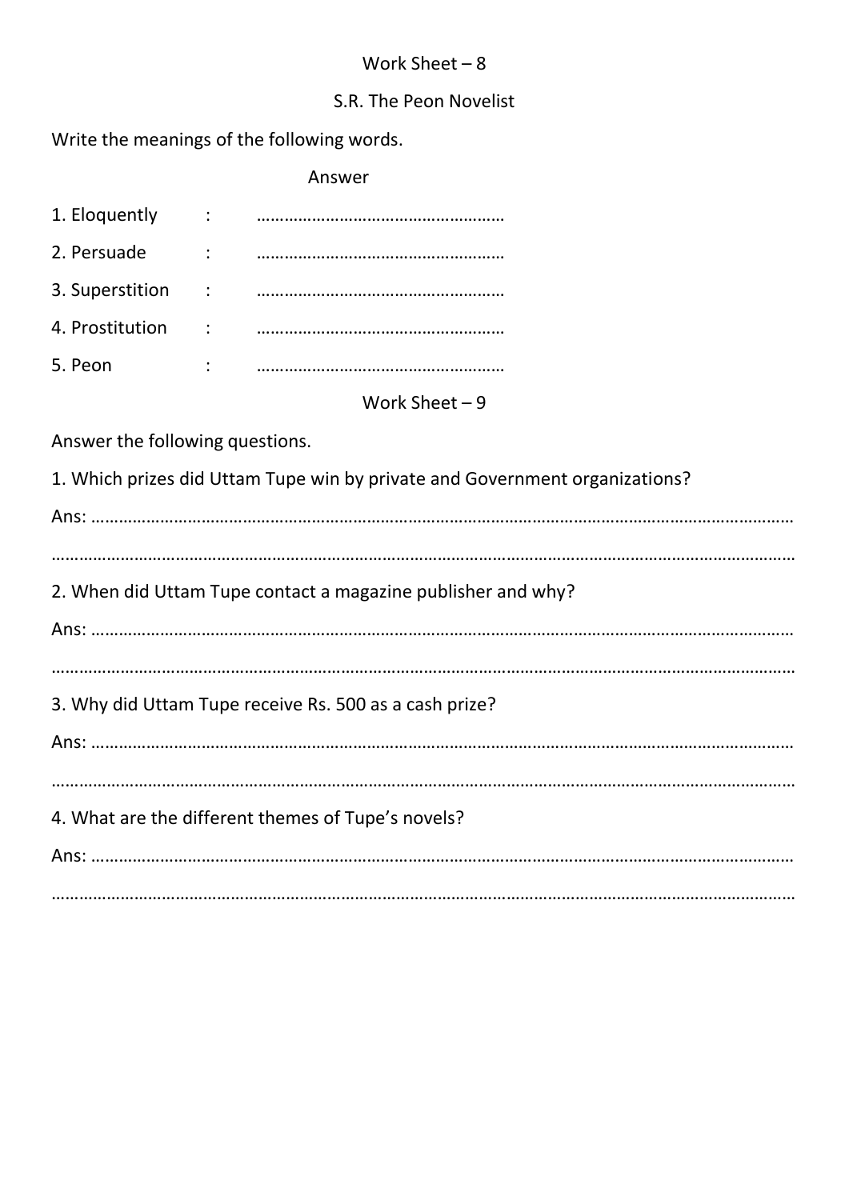## Work Sheet – 8

### S.R. The Peon Novelist

Write the meanings of the following words.

Answer

1. Eloquently : ………………………………………………
2. Persuade : ………………………………………………
3. Superstition : ………………………………………………
4. Prostitution : ………………………………………………
5. Peon : ………………………………………………

## Work Sheet – 9

Answer the following questions.

1. Which prizes did Uttam Tupe win by private and Government organizations?

Ans: ……………………………………………………………………………………………………………………………………

……………………………………………………………………………………………………………………………………………

2. When did Uttam Tupe contact a magazine publisher and why?

Ans: ……………………………………………………………………………………………………………………………………

……………………………………………………………………………………………………………………………………………

3. Why did Uttam Tupe receive Rs. 500 as a cash prize?

Ans: ……………………………………………………………………………………………………………………………………

……………………………………………………………………………………………………………………………………………

4. What are the different themes of Tupe's novels?

Ans: ……………………………………………………………………………………………………………………………………

……………………………………………………………………………………………………………………………………………